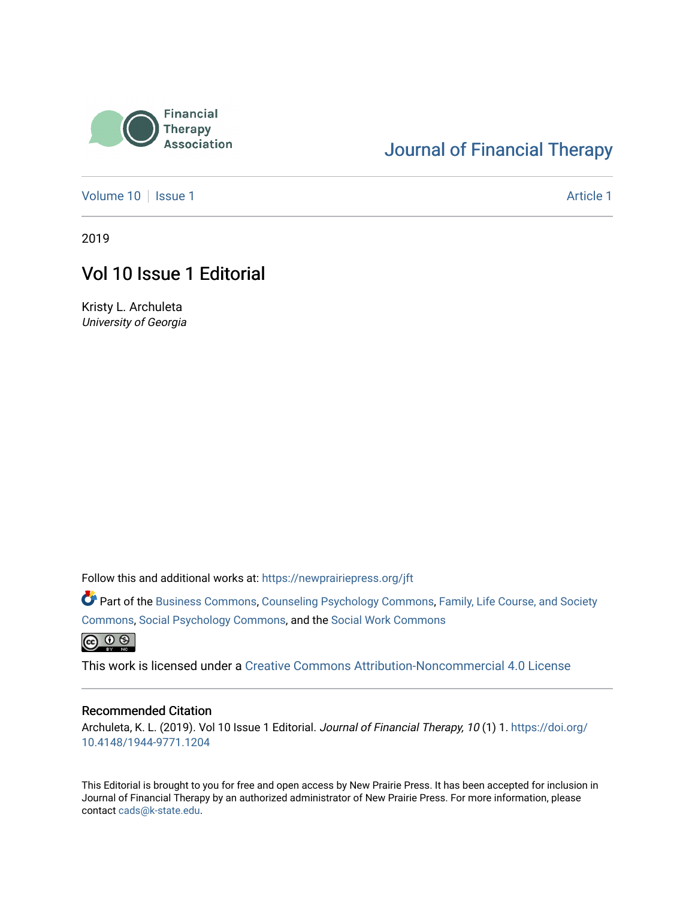Financial Therapy Association

Journal of Financial Therapy

Volume 10 | Issue 1 | Article 1

2019

# Vol 10 Issue 1 Editorial

Kristy L. Archuleta
*University of Georgia*

Follow this and additional works at: https://newprairiepress.org/jft

Part of the Business Commons, Counseling Psychology Commons, Family, Life Course, and Society Commons, Social Psychology Commons, and the Social Work Commons

This work is licensed under a Creative Commons Attribution-Noncommercial 4.0 License

## Recommended Citation

Archuleta, K. L. (2019). Vol 10 Issue 1 Editorial. *Journal of Financial Therapy, 10* (1) 1. https://doi.org/10.4148/1944-9771.1204

This Editorial is brought to you for free and open access by New Prairie Press. It has been accepted for inclusion in Journal of Financial Therapy by an authorized administrator of New Prairie Press. For more information, please contact cads@k-state.edu.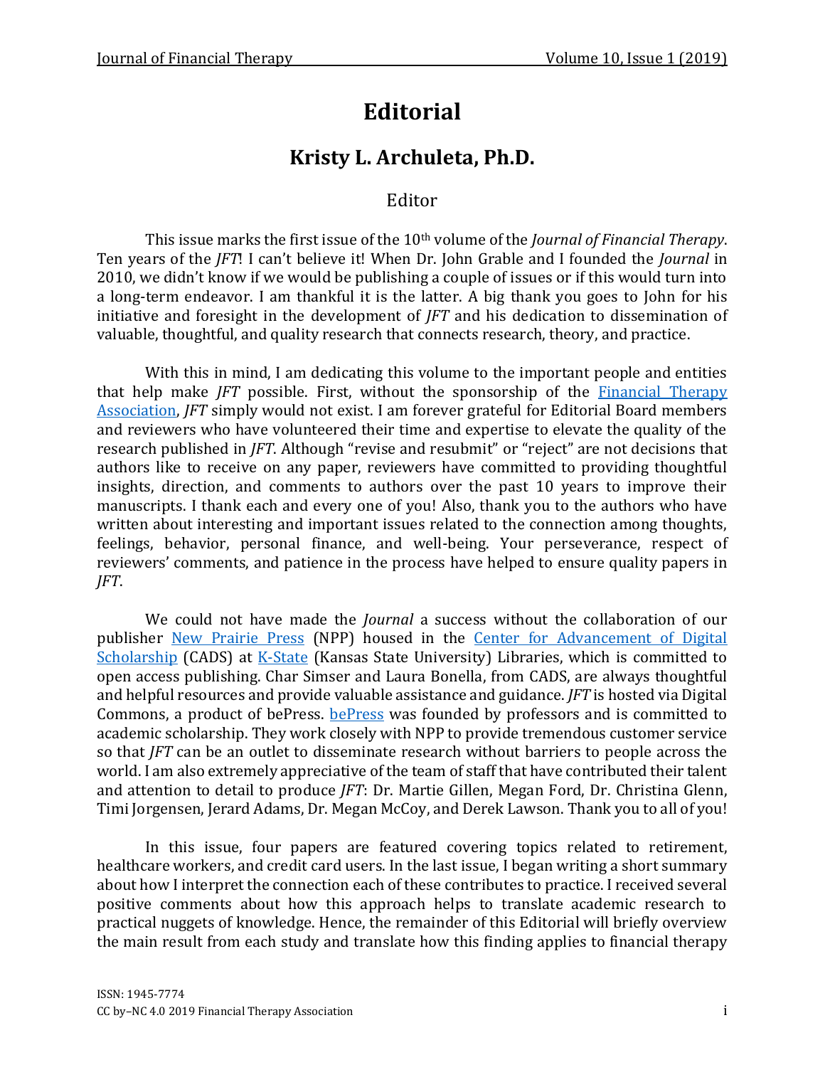# Editorial

## Kristy L. Archuleta, Ph.D.

Editor

This issue marks the first issue of the 10th volume of the *Journal of Financial Therapy*. Ten years of the *JFT*! I can't believe it! When Dr. John Grable and I founded the *Journal* in 2010, we didn't know if we would be publishing a couple of issues or if this would turn into a long-term endeavor. I am thankful it is the latter. A big thank you goes to John for his initiative and foresight in the development of *JFT* and his dedication to dissemination of valuable, thoughtful, and quality research that connects research, theory, and practice.

With this in mind, I am dedicating this volume to the important people and entities that help make *JFT* possible. First, without the sponsorship of the Financial Therapy Association, *JFT* simply would not exist. I am forever grateful for Editorial Board members and reviewers who have volunteered their time and expertise to elevate the quality of the research published in *JFT*. Although "revise and resubmit" or "reject" are not decisions that authors like to receive on any paper, reviewers have committed to providing thoughtful insights, direction, and comments to authors over the past 10 years to improve their manuscripts. I thank each and every one of you! Also, thank you to the authors who have written about interesting and important issues related to the connection among thoughts, feelings, behavior, personal finance, and well-being. Your perseverance, respect of reviewers' comments, and patience in the process have helped to ensure quality papers in *JFT*.

We could not have made the *Journal* a success without the collaboration of our publisher New Prairie Press (NPP) housed in the Center for Advancement of Digital Scholarship (CADS) at K-State (Kansas State University) Libraries, which is committed to open access publishing. Char Simser and Laura Bonella, from CADS, are always thoughtful and helpful resources and provide valuable assistance and guidance. *JFT* is hosted via Digital Commons, a product of bePress. bePress was founded by professors and is committed to academic scholarship. They work closely with NPP to provide tremendous customer service so that *JFT* can be an outlet to disseminate research without barriers to people across the world. I am also extremely appreciative of the team of staff that have contributed their talent and attention to detail to produce *JFT*: Dr. Martie Gillen, Megan Ford, Dr. Christina Glenn, Timi Jorgensen, Jerard Adams, Dr. Megan McCoy, and Derek Lawson. Thank you to all of you!

In this issue, four papers are featured covering topics related to retirement, healthcare workers, and credit card users. In the last issue, I began writing a short summary about how I interpret the connection each of these contributes to practice. I received several positive comments about how this approach helps to translate academic research to practical nuggets of knowledge. Hence, the remainder of this Editorial will briefly overview the main result from each study and translate how this finding applies to financial therapy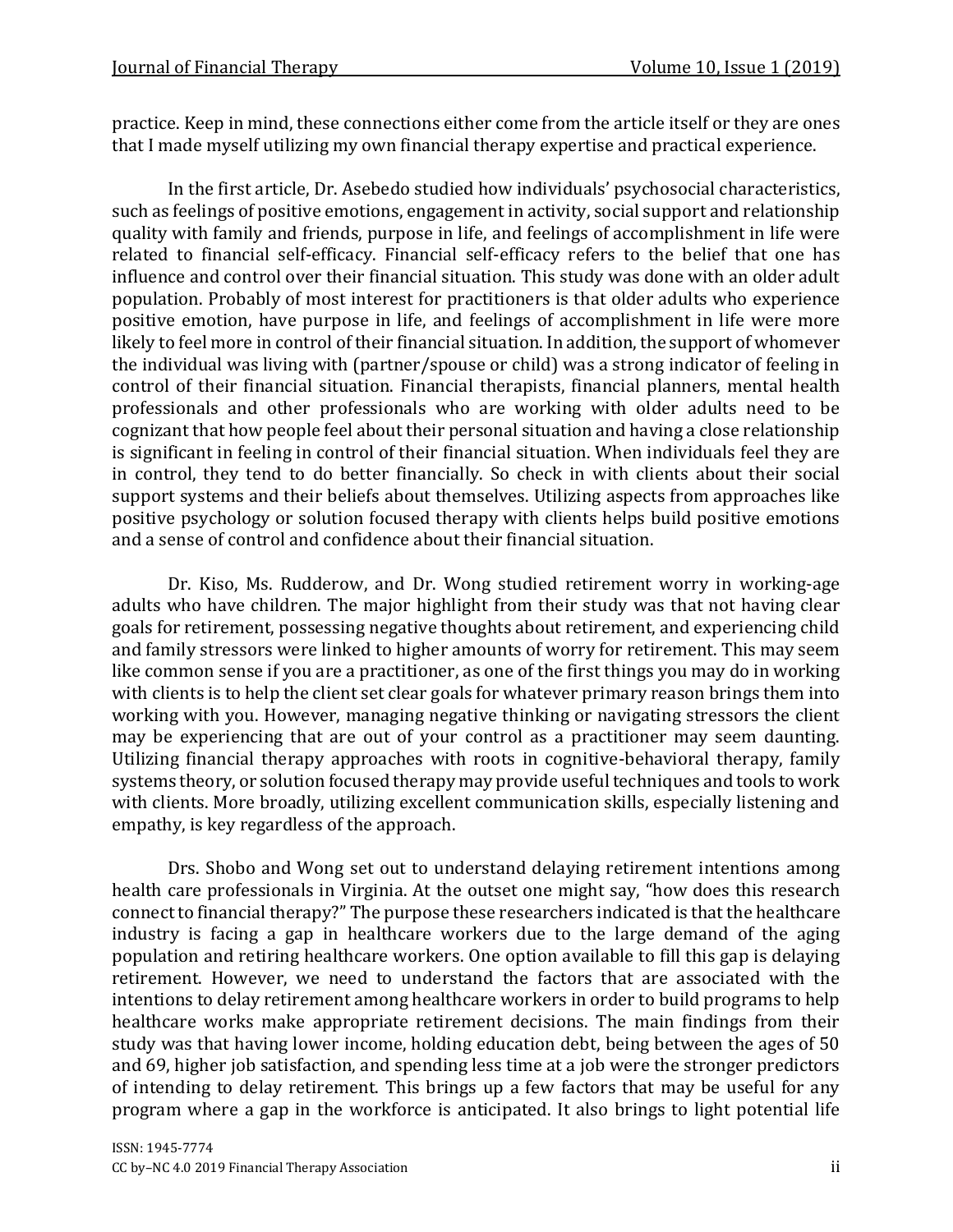practice. Keep in mind, these connections either come from the article itself or they are ones that I made myself utilizing my own financial therapy expertise and practical experience.

In the first article, Dr. Asebedo studied how individuals' psychosocial characteristics, such as feelings of positive emotions, engagement in activity, social support and relationship quality with family and friends, purpose in life, and feelings of accomplishment in life were related to financial self-efficacy. Financial self-efficacy refers to the belief that one has influence and control over their financial situation. This study was done with an older adult population. Probably of most interest for practitioners is that older adults who experience positive emotion, have purpose in life, and feelings of accomplishment in life were more likely to feel more in control of their financial situation. In addition, the support of whomever the individual was living with (partner/spouse or child) was a strong indicator of feeling in control of their financial situation. Financial therapists, financial planners, mental health professionals and other professionals who are working with older adults need to be cognizant that how people feel about their personal situation and having a close relationship is significant in feeling in control of their financial situation. When individuals feel they are in control, they tend to do better financially. So check in with clients about their social support systems and their beliefs about themselves. Utilizing aspects from approaches like positive psychology or solution focused therapy with clients helps build positive emotions and a sense of control and confidence about their financial situation.

Dr. Kiso, Ms. Rudderow, and Dr. Wong studied retirement worry in working-age adults who have children. The major highlight from their study was that not having clear goals for retirement, possessing negative thoughts about retirement, and experiencing child and family stressors were linked to higher amounts of worry for retirement. This may seem like common sense if you are a practitioner, as one of the first things you may do in working with clients is to help the client set clear goals for whatever primary reason brings them into working with you. However, managing negative thinking or navigating stressors the client may be experiencing that are out of your control as a practitioner may seem daunting. Utilizing financial therapy approaches with roots in cognitive-behavioral therapy, family systems theory, or solution focused therapy may provide useful techniques and tools to work with clients. More broadly, utilizing excellent communication skills, especially listening and empathy, is key regardless of the approach.

Drs. Shobo and Wong set out to understand delaying retirement intentions among health care professionals in Virginia. At the outset one might say, "how does this research connect to financial therapy?" The purpose these researchers indicated is that the healthcare industry is facing a gap in healthcare workers due to the large demand of the aging population and retiring healthcare workers. One option available to fill this gap is delaying retirement. However, we need to understand the factors that are associated with the intentions to delay retirement among healthcare workers in order to build programs to help healthcare works make appropriate retirement decisions. The main findings from their study was that having lower income, holding education debt, being between the ages of 50 and 69, higher job satisfaction, and spending less time at a job were the stronger predictors of intending to delay retirement. This brings up a few factors that may be useful for any program where a gap in the workforce is anticipated. It also brings to light potential life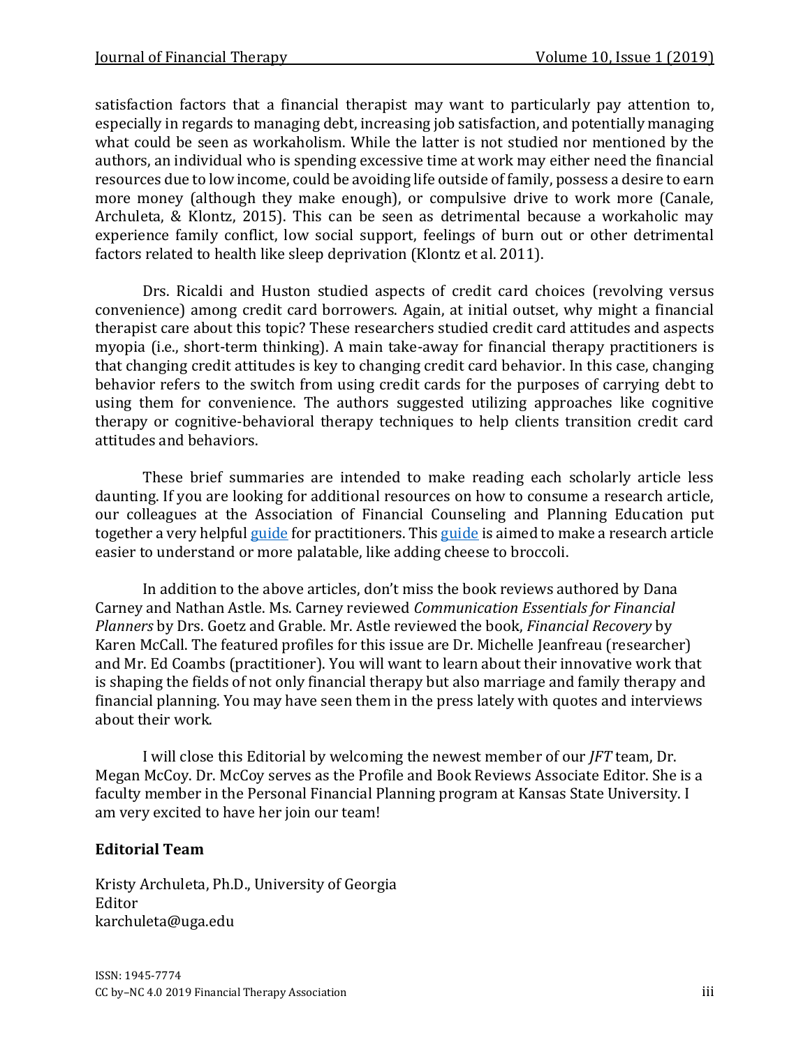satisfaction factors that a financial therapist may want to particularly pay attention to, especially in regards to managing debt, increasing job satisfaction, and potentially managing what could be seen as workaholism. While the latter is not studied nor mentioned by the authors, an individual who is spending excessive time at work may either need the financial resources due to low income, could be avoiding life outside of family, possess a desire to earn more money (although they make enough), or compulsive drive to work more (Canale, Archuleta, & Klontz, 2015). This can be seen as detrimental because a workaholic may experience family conflict, low social support, feelings of burn out or other detrimental factors related to health like sleep deprivation (Klontz et al. 2011).

Drs. Ricaldi and Huston studied aspects of credit card choices (revolving versus convenience) among credit card borrowers. Again, at initial outset, why might a financial therapist care about this topic? These researchers studied credit card attitudes and aspects myopia (i.e., short-term thinking). A main take-away for financial therapy practitioners is that changing credit attitudes is key to changing credit card behavior. In this case, changing behavior refers to the switch from using credit cards for the purposes of carrying debt to using them for convenience. The authors suggested utilizing approaches like cognitive therapy or cognitive-behavioral therapy techniques to help clients transition credit card attitudes and behaviors.

These brief summaries are intended to make reading each scholarly article less daunting. If you are looking for additional resources on how to consume a research article, our colleagues at the Association of Financial Counseling and Planning Education put together a very helpful guide for practitioners. This guide is aimed to make a research article easier to understand or more palatable, like adding cheese to broccoli.

In addition to the above articles, don't miss the book reviews authored by Dana Carney and Nathan Astle. Ms. Carney reviewed *Communication Essentials for Financial Planners* by Drs. Goetz and Grable. Mr. Astle reviewed the book, *Financial Recovery* by Karen McCall. The featured profiles for this issue are Dr. Michelle Jeanfreau (researcher) and Mr. Ed Coambs (practitioner). You will want to learn about their innovative work that is shaping the fields of not only financial therapy but also marriage and family therapy and financial planning. You may have seen them in the press lately with quotes and interviews about their work.

I will close this Editorial by welcoming the newest member of our *JFT* team, Dr. Megan McCoy. Dr. McCoy serves as the Profile and Book Reviews Associate Editor. She is a faculty member in the Personal Financial Planning program at Kansas State University. I am very excited to have her join our team!

**Editorial Team**

Kristy Archuleta, Ph.D., University of Georgia
Editor
karchuleta@uga.edu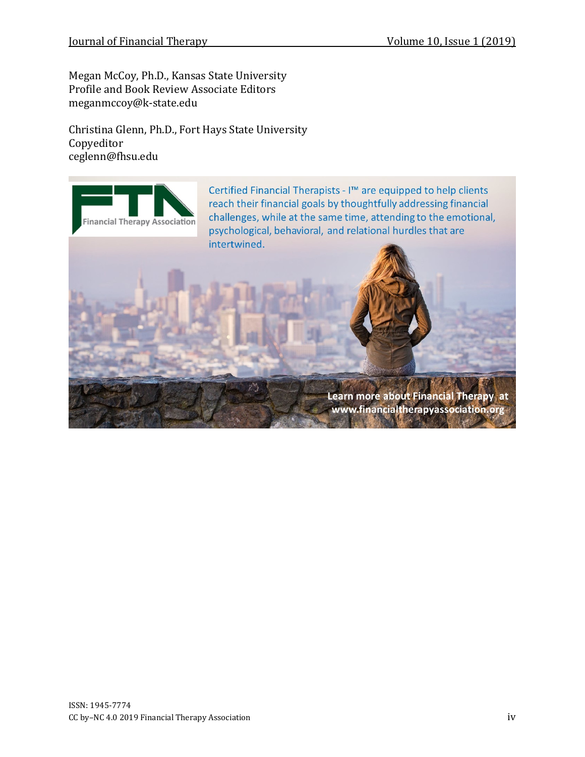Megan McCoy, Ph.D., Kansas State University
Profile and Book Review Associate Editors
meganmccoy@k-state.edu

Christina Glenn, Ph.D., Fort Hays State University
Copyeditor
ceglenn@fhsu.edu

Financial Therapy Association

Certified Financial Therapists - I™ are equipped to help clients reach their financial goals by thoughtfully addressing financial challenges, while at the same time, attending to the emotional, psychological, behavioral, and relational hurdles that are intertwined.

Learn more about Financial Therapy at www.financialtherapyassociation.org

ISSN: 1945-7774
CC by–NC 4.0 2019 Financial Therapy Association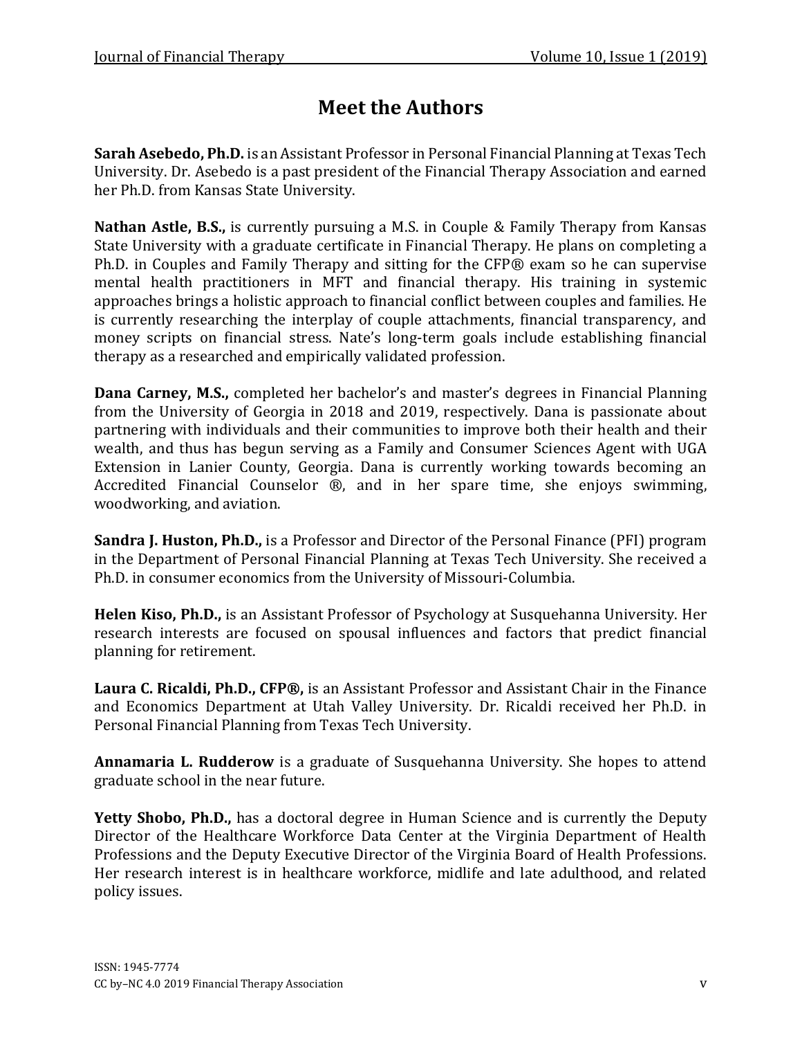# Meet the Authors

**Sarah Asebedo, Ph.D.** is an Assistant Professor in Personal Financial Planning at Texas Tech University. Dr. Asebedo is a past president of the Financial Therapy Association and earned her Ph.D. from Kansas State University.

**Nathan Astle, B.S.,** is currently pursuing a M.S. in Couple & Family Therapy from Kansas State University with a graduate certificate in Financial Therapy. He plans on completing a Ph.D. in Couples and Family Therapy and sitting for the CFP® exam so he can supervise mental health practitioners in MFT and financial therapy. His training in systemic approaches brings a holistic approach to financial conflict between couples and families. He is currently researching the interplay of couple attachments, financial transparency, and money scripts on financial stress. Nate's long-term goals include establishing financial therapy as a researched and empirically validated profession.

**Dana Carney, M.S.,** completed her bachelor's and master's degrees in Financial Planning from the University of Georgia in 2018 and 2019, respectively. Dana is passionate about partnering with individuals and their communities to improve both their health and their wealth, and thus has begun serving as a Family and Consumer Sciences Agent with UGA Extension in Lanier County, Georgia. Dana is currently working towards becoming an Accredited Financial Counselor ®, and in her spare time, she enjoys swimming, woodworking, and aviation.

**Sandra J. Huston, Ph.D.,** is a Professor and Director of the Personal Finance (PFI) program in the Department of Personal Financial Planning at Texas Tech University. She received a Ph.D. in consumer economics from the University of Missouri-Columbia.

**Helen Kiso, Ph.D.,** is an Assistant Professor of Psychology at Susquehanna University. Her research interests are focused on spousal influences and factors that predict financial planning for retirement.

**Laura C. Ricaldi, Ph.D., CFP®,** is an Assistant Professor and Assistant Chair in the Finance and Economics Department at Utah Valley University. Dr. Ricaldi received her Ph.D. in Personal Financial Planning from Texas Tech University.

**Annamaria L. Rudderow** is a graduate of Susquehanna University. She hopes to attend graduate school in the near future.

**Yetty Shobo, Ph.D.,** has a doctoral degree in Human Science and is currently the Deputy Director of the Healthcare Workforce Data Center at the Virginia Department of Health Professions and the Deputy Executive Director of the Virginia Board of Health Professions. Her research interest is in healthcare workforce, midlife and late adulthood, and related policy issues.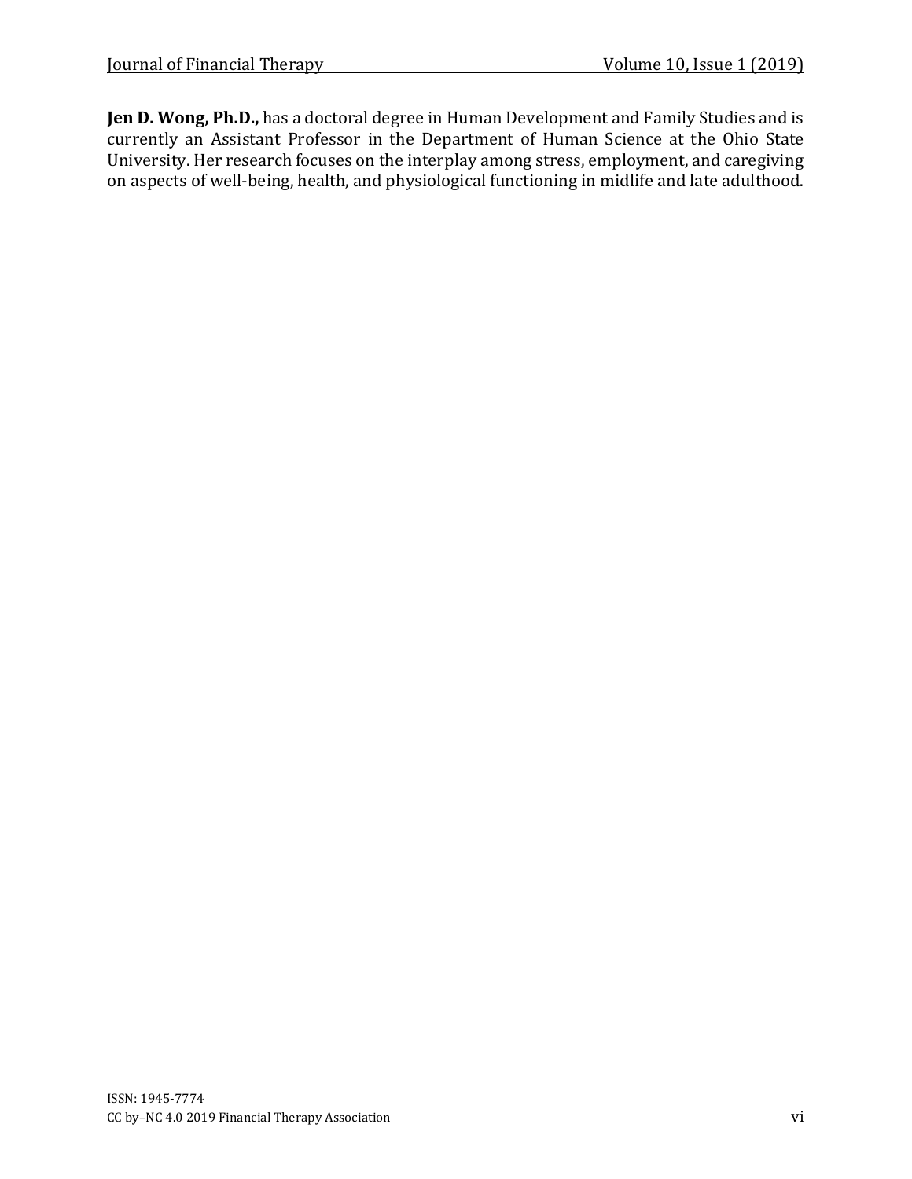**Jen D. Wong, Ph.D.,** has a doctoral degree in Human Development and Family Studies and is currently an Assistant Professor in the Department of Human Science at the Ohio State University. Her research focuses on the interplay among stress, employment, and caregiving on aspects of well-being, health, and physiological functioning in midlife and late adulthood.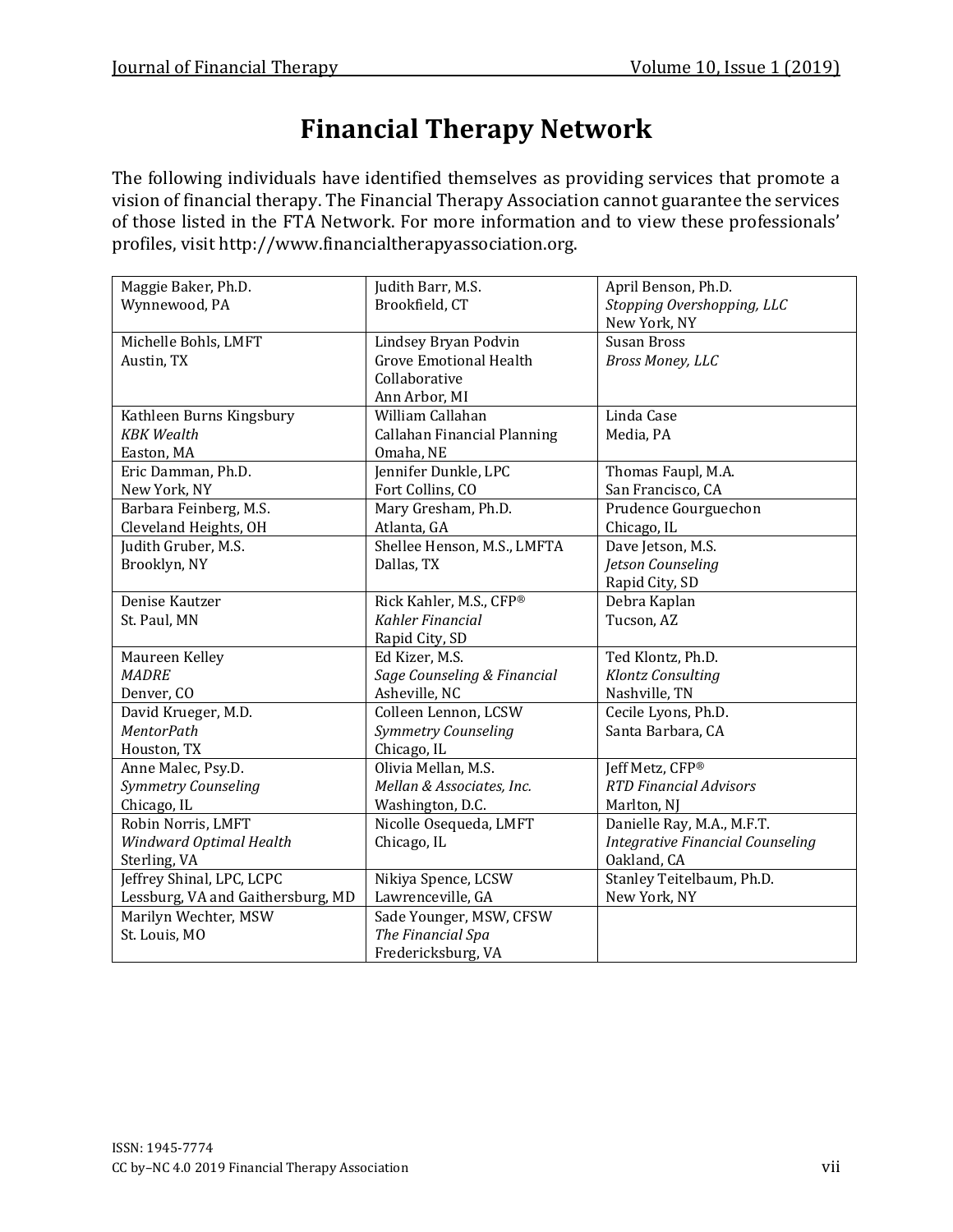# Financial Therapy Network

The following individuals have identified themselves as providing services that promote a vision of financial therapy. The Financial Therapy Association cannot guarantee the services of those listed in the FTA Network. For more information and to view these professionals' profiles, visit http://www.financialtherapyassociation.org.

| | | |
|---|---|---|
| Maggie Baker, Ph.D.<br>Wynnewood, PA | Judith Barr, M.S.<br>Brookfield, CT | April Benson, Ph.D.<br>*Stopping Overshopping, LLC*<br>New York, NY |
| Michelle Bohls, LMFT<br>Austin, TX | Lindsey Bryan Podvin<br>Grove Emotional Health Collaborative<br>Ann Arbor, MI | Susan Bross<br>*Bross Money, LLC* |
| Kathleen Burns Kingsbury<br>*KBK Wealth*<br>Easton, MA | William Callahan<br>Callahan Financial Planning<br>Omaha, NE | Linda Case<br>Media, PA |
| Eric Damman, Ph.D.<br>New York, NY | Jennifer Dunkle, LPC<br>Fort Collins, CO | Thomas Faupl, M.A.<br>San Francisco, CA |
| Barbara Feinberg, M.S.<br>Cleveland Heights, OH | Mary Gresham, Ph.D.<br>Atlanta, GA | Prudence Gourguechon<br>Chicago, IL |
| Judith Gruber, M.S.<br>Brooklyn, NY | Shellee Henson, M.S., LMFTA<br>Dallas, TX | Dave Jetson, M.S.<br>*Jetson Counseling*<br>Rapid City, SD |
| Denise Kautzer<br>St. Paul, MN | Rick Kahler, M.S., CFP®<br>*Kahler Financial*<br>Rapid City, SD | Debra Kaplan<br>Tucson, AZ |
| Maureen Kelley<br>*MADRE*<br>Denver, CO | Ed Kizer, M.S.<br>*Sage Counseling & Financial*<br>Asheville, NC | Ted Klontz, Ph.D.<br>*Klontz Consulting*<br>Nashville, TN |
| David Krueger, M.D.<br>*MentorPath*<br>Houston, TX | Colleen Lennon, LCSW<br>*Symmetry Counseling*<br>Chicago, IL | Cecile Lyons, Ph.D.<br>Santa Barbara, CA |
| Anne Malec, Psy.D.<br>*Symmetry Counseling*<br>Chicago, IL | Olivia Mellan, M.S.<br>*Mellan & Associates, Inc.*<br>Washington, D.C. | Jeff Metz, CFP®<br>*RTD Financial Advisors*<br>Marlton, NJ |
| Robin Norris, LMFT<br>*Windward Optimal Health*<br>Sterling, VA | Nicolle Osequeda, LMFT<br>Chicago, IL | Danielle Ray, M.A., M.F.T.<br>*Integrative Financial Counseling*<br>Oakland, CA |
| Jeffrey Shinal, LPC, LCPC<br>Lessburg, VA and Gaithersburg, MD | Nikiya Spence, LCSW<br>Lawrenceville, GA | Stanley Teitelbaum, Ph.D.<br>New York, NY |
| Marilyn Wechter, MSW<br>St. Louis, MO | Sade Younger, MSW, CFSW<br>*The Financial Spa*<br>Fredericksburg, VA | |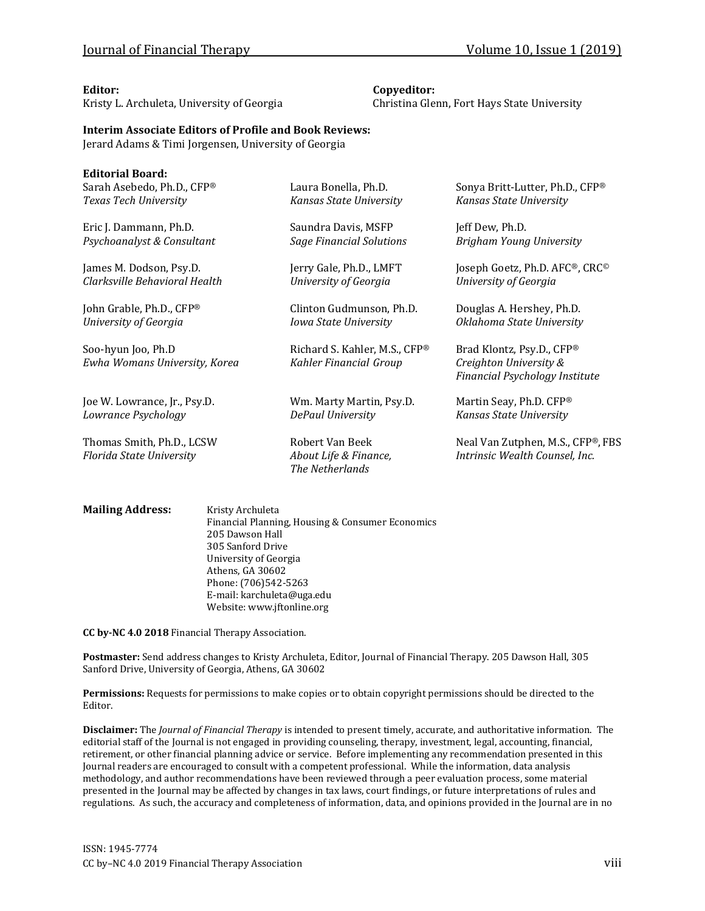**Editor:**
Kristy L. Archuleta, University of Georgia

**Copyeditor:**
Christina Glenn, Fort Hays State University

**Interim Associate Editors of Profile and Book Reviews:**
Jerard Adams & Timi Jorgensen, University of Georgia

**Editorial Board:**

Sarah Asebedo, Ph.D., CFP®
*Texas Tech University*

Laura Bonella, Ph.D.
*Kansas State University*

Sonya Britt-Lutter, Ph.D., CFP®
*Kansas State University*

Eric J. Dammann, Ph.D.
*Psychoanalyst & Consultant*

Saundra Davis, MSFP
*Sage Financial Solutions*

Jeff Dew, Ph.D.
*Brigham Young University*

James M. Dodson, Psy.D.
*Clarksville Behavioral Health*

Jerry Gale, Ph.D., LMFT
*University of Georgia*

Joseph Goetz, Ph.D. AFC®, CRC©
*University of Georgia*

John Grable, Ph.D., CFP®
*University of Georgia*

Clinton Gudmunson, Ph.D.
*Iowa State University*

Douglas A. Hershey, Ph.D.
*Oklahoma State University*

Soo-hyun Joo, Ph.D
*Ewha Womans University, Korea*

Richard S. Kahler, M.S., CFP®
*Kahler Financial Group*

Brad Klontz, Psy.D., CFP®
*Creighton University & Financial Psychology Institute*

Joe W. Lowrance, Jr., Psy.D.
*Lowrance Psychology*

Wm. Marty Martin, Psy.D.
*DePaul University*

Martin Seay, Ph.D. CFP®
*Kansas State University*

Thomas Smith, Ph.D., LCSW
*Florida State University*

Robert Van Beek
*About Life & Finance, The Netherlands*

Neal Van Zutphen, M.S., CFP®, FBS
*Intrinsic Wealth Counsel, Inc.*

**Mailing Address:**
Kristy Archuleta
Financial Planning, Housing & Consumer Economics
205 Dawson Hall
305 Sanford Drive
University of Georgia
Athens, GA 30602
Phone: (706)542-5263
E-mail: karchuleta@uga.edu
Website: www.jftonline.org

**CC by-NC 4.0 2018** Financial Therapy Association.

**Postmaster:** Send address changes to Kristy Archuleta, Editor, Journal of Financial Therapy. 205 Dawson Hall, 305 Sanford Drive, University of Georgia, Athens, GA 30602

**Permissions:** Requests for permissions to make copies or to obtain copyright permissions should be directed to the Editor.

**Disclaimer:** The *Journal of Financial Therapy* is intended to present timely, accurate, and authoritative information. The editorial staff of the Journal is not engaged in providing counseling, therapy, investment, legal, accounting, financial, retirement, or other financial planning advice or service. Before implementing any recommendation presented in this Journal readers are encouraged to consult with a competent professional. While the information, data analysis methodology, and author recommendations have been reviewed through a peer evaluation process, some material presented in the Journal may be affected by changes in tax laws, court findings, or future interpretations of rules and regulations. As such, the accuracy and completeness of information, data, and opinions provided in the Journal are in no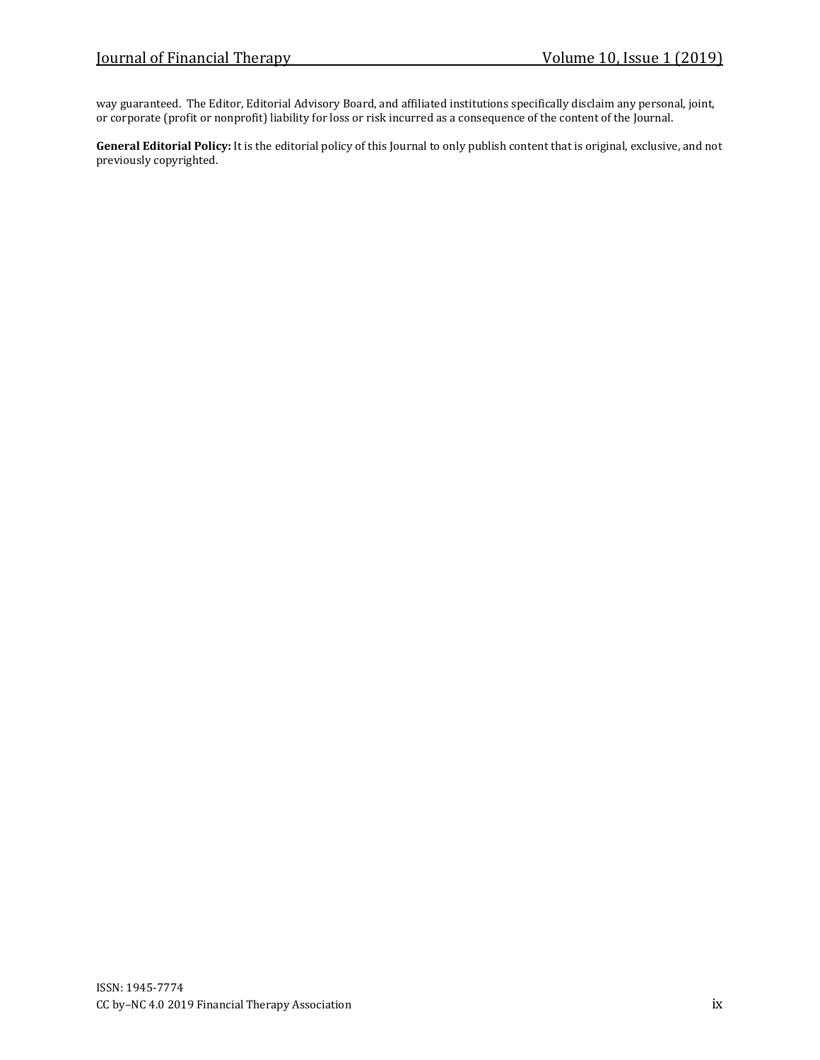way guaranteed. The Editor, Editorial Advisory Board, and affiliated institutions specifically disclaim any personal, joint, or corporate (profit or nonprofit) liability for loss or risk incurred as a consequence of the content of the Journal.

**General Editorial Policy:** It is the editorial policy of this Journal to only publish content that is original, exclusive, and not previously copyrighted.